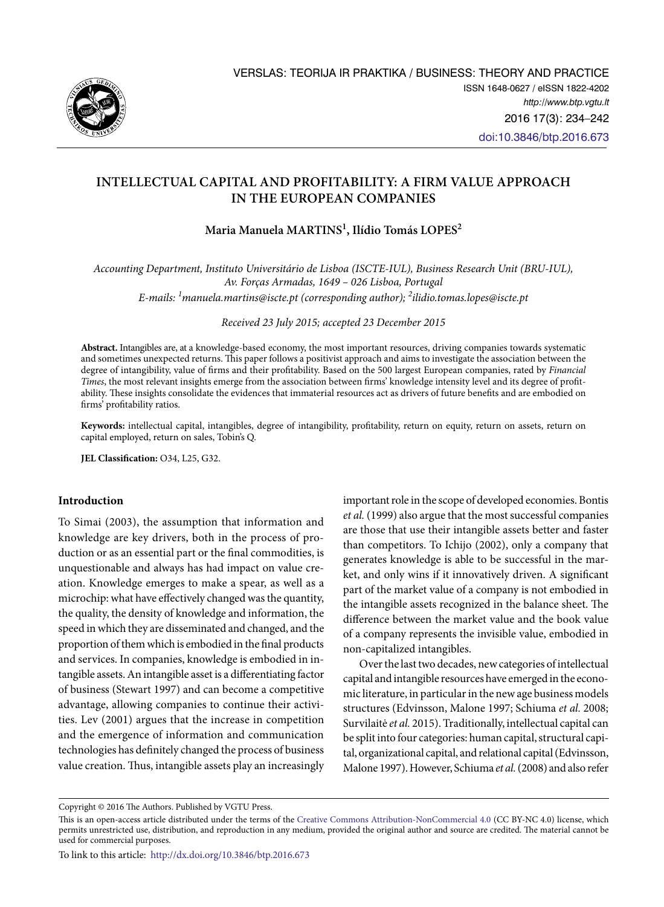# INTELLECTUAL CAPITAL AND PROFITABILITY: A FIRM VALUE APPROACH IN THE EUROPEAN COMPANIES

**Maria Manuela MARTINS[1], Ilídio Tomás LOPES[2]**

*Accounting Department, Instituto Universitário de Lisboa (ISCTE-IUL), Business Research Unit (BRU-IUL), Av. Forças Armadas, 1649 – 026 Lisboa, Portugal*
*E-mails: [1]manuela.martins@iscte.pt (corresponding author); [2]ilidio.tomas.lopes@iscte.pt*

*Received 23 July 2015; accepted 23 December 2015*

**Abstract.** Intangibles are, at a knowledge-based economy, the most important resources, driving companies towards systematic and sometimes unexpected returns. This paper follows a positivist approach and aims to investigate the association between the degree of intangibility, value of firms and their profitability. Based on the 500 largest European companies, rated by *Financial Times*, the most relevant insights emerge from the association between firms' knowledge intensity level and its degree of profitability. These insights consolidate the evidences that immaterial resources act as drivers of future benefits and are embodied on firms' profitability ratios.

**Keywords:** intellectual capital, intangibles, degree of intangibility, profitability, return on equity, return on assets, return on capital employed, return on sales, Tobin's Q.

**JEL Classification:** O34, L25, G32.

## Introduction

To Simai (2003), the assumption that information and knowledge are key drivers, both in the process of production or as an essential part or the final commodities, is unquestionable and always has had impact on value creation. Knowledge emerges to make a spear, as well as a microchip: what have effectively changed was the quantity, the quality, the density of knowledge and information, the speed in which they are disseminated and changed, and the proportion of them which is embodied in the final products and services. In companies, knowledge is embodied in intangible assets. An intangible asset is a differentiating factor of business (Stewart 1997) and can become a competitive advantage, allowing companies to continue their activities. Lev (2001) argues that the increase in competition and the emergence of information and communication technologies has definitely changed the process of business value creation. Thus, intangible assets play an increasingly important role in the scope of developed economies. Bontis *et al.* (1999) also argue that the most successful companies are those that use their intangible assets better and faster than competitors. To Ichijo (2002), only a company that generates knowledge is able to be successful in the market, and only wins if it innovatively driven. A significant part of the market value of a company is not embodied in the intangible assets recognized in the balance sheet. The difference between the market value and the book value of a company represents the invisible value, embodied in non-capitalized intangibles.

Over the last two decades, new categories of intellectual capital and intangible resources have emerged in the economic literature, in particular in the new age business models structures (Edvinsson, Malone 1997; Schiuma *et al.* 2008; Survilaitė *et al.* 2015). Traditionally, intellectual capital can be split into four categories: human capital, structural capital, organizational capital, and relational capital (Edvinsson, Malone 1997). However, Schiuma *et al.* (2008) and also refer

Copyright © 2016 The Authors. Published by VGTU Press.

This is an open-access article distributed under the terms of the Creative Commons Attribution-NonCommercial 4.0 (CC BY-NC 4.0) license, which permits unrestricted use, distribution, and reproduction in any medium, provided the original author and source are credited. The material cannot be used for commercial purposes.

To link to this article: http://dx.doi.org/10.3846/btp.2016.673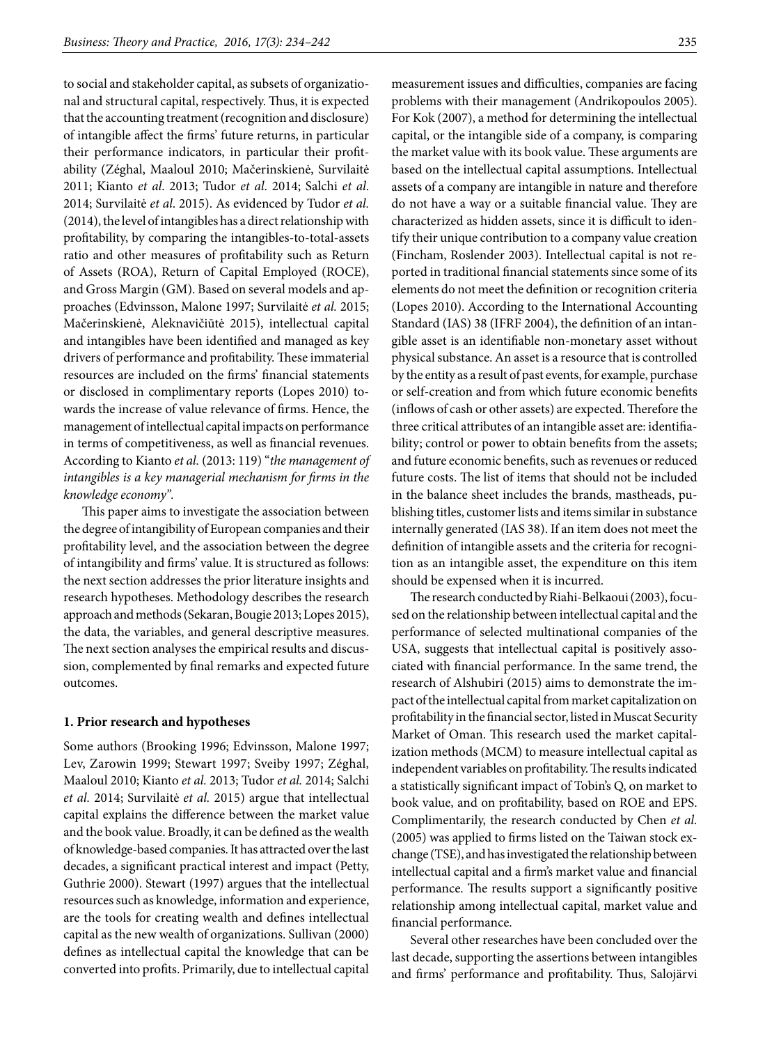to social and stakeholder capital, as subsets of organizational and structural capital, respectively. Thus, it is expected that the accounting treatment (recognition and disclosure) of intangible affect the firms' future returns, in particular their performance indicators, in particular their profitability (Zéghal, Maaloul 2010; Mačerinskienė, Survilaitė 2011; Kianto *et al*. 2013; Tudor *et al*. 2014; Salchi *et al*. 2014; Survilaitė *et al*. 2015). As evidenced by Tudor *et al.* (2014), the level of intangibles has a direct relationship with profitability, by comparing the intangibles-to-total-assets ratio and other measures of profitability such as Return of Assets (ROA), Return of Capital Employed (ROCE), and Gross Margin (GM). Based on several models and approaches (Edvinsson, Malone 1997; Survilaitė *et al.* 2015; Mačerinskienė, Aleknavičiūtė 2015), intellectual capital and intangibles have been identified and managed as key drivers of performance and profitability. These immaterial resources are included on the firms' financial statements or disclosed in complimentary reports (Lopes 2010) towards the increase of value relevance of firms. Hence, the management of intellectual capital impacts on performance in terms of competitiveness, as well as financial revenues. According to Kianto *et al.* (2013: 119) "*the management of intangibles is a key managerial mechanism for firms in the knowledge economy*".

This paper aims to investigate the association between the degree of intangibility of European companies and their profitability level, and the association between the degree of intangibility and firms' value. It is structured as follows: the next section addresses the prior literature insights and research hypotheses. Methodology describes the research approach and methods (Sekaran, Bougie 2013; Lopes 2015), the data, the variables, and general descriptive measures. The next section analyses the empirical results and discussion, complemented by final remarks and expected future outcomes.

## 1. Prior research and hypotheses

Some authors (Brooking 1996; Edvinsson, Malone 1997; Lev, Zarowin 1999; Stewart 1997; Sveiby 1997; Zéghal, Maaloul 2010; Kianto *et al.* 2013; Tudor *et al.* 2014; Salchi *et al.* 2014; Survilaitė *et al.* 2015) argue that intellectual capital explains the difference between the market value and the book value. Broadly, it can be defined as the wealth of knowledge-based companies. It has attracted over the last decades, a significant practical interest and impact (Petty, Guthrie 2000). Stewart (1997) argues that the intellectual resources such as knowledge, information and experience, are the tools for creating wealth and defines intellectual capital as the new wealth of organizations. Sullivan (2000) defines as intellectual capital the knowledge that can be converted into profits. Primarily, due to intellectual capital measurement issues and difficulties, companies are facing problems with their management (Andrikopoulos 2005). For Kok (2007), a method for determining the intellectual capital, or the intangible side of a company, is comparing the market value with its book value. These arguments are based on the intellectual capital assumptions. Intellectual assets of a company are intangible in nature and therefore do not have a way or a suitable financial value. They are characterized as hidden assets, since it is difficult to identify their unique contribution to a company value creation (Fincham, Roslender 2003). Intellectual capital is not reported in traditional financial statements since some of its elements do not meet the definition or recognition criteria (Lopes 2010). According to the International Accounting Standard (IAS) 38 (IFRF 2004), the definition of an intangible asset is an identifiable non-monetary asset without physical substance. An asset is a resource that is controlled by the entity as a result of past events, for example, purchase or self-creation and from which future economic benefits (inflows of cash or other assets) are expected. Therefore the three critical attributes of an intangible asset are: identifiability; control or power to obtain benefits from the assets; and future economic benefits, such as revenues or reduced future costs. The list of items that should not be included in the balance sheet includes the brands, mastheads, publishing titles, customer lists and items similar in substance internally generated (IAS 38). If an item does not meet the definition of intangible assets and the criteria for recognition as an intangible asset, the expenditure on this item should be expensed when it is incurred.

The research conducted by Riahi-Belkaoui (2003), focused on the relationship between intellectual capital and the performance of selected multinational companies of the USA, suggests that intellectual capital is positively associated with financial performance. In the same trend, the research of Alshubiri (2015) aims to demonstrate the impact of the intellectual capital from market capitalization on profitability in the financial sector, listed in Muscat Security Market of Oman. This research used the market capitalization methods (MCM) to measure intellectual capital as independent variables on profitability. The results indicated a statistically significant impact of Tobin's Q, on market to book value, and on profitability, based on ROE and EPS. Complimentarily, the research conducted by Chen *et al.* (2005) was applied to firms listed on the Taiwan stock exchange (TSE), and has investigated the relationship between intellectual capital and a firm's market value and financial performance. The results support a significantly positive relationship among intellectual capital, market value and financial performance.

Several other researches have been concluded over the last decade, supporting the assertions between intangibles and firms' performance and profitability. Thus, Salojärvi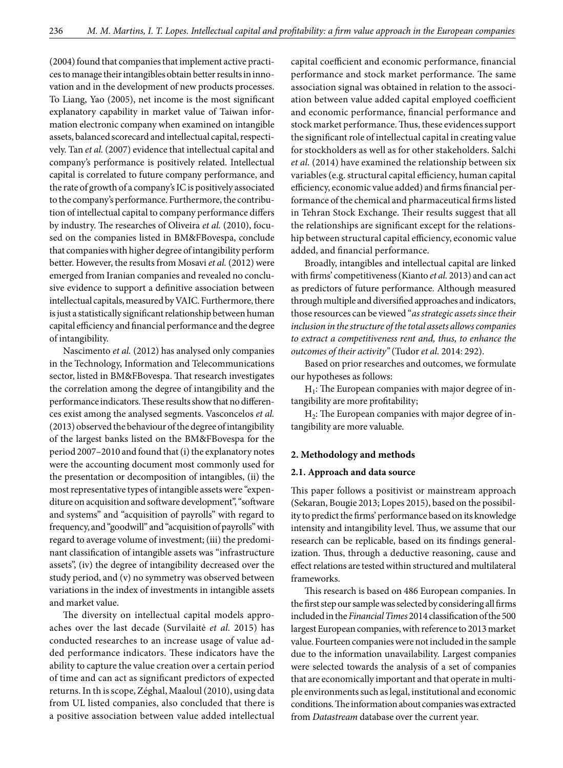(2004) found that companies that implement active practices to manage their intangibles obtain better results in innovation and in the development of new products processes. To Liang, Yao (2005), net income is the most significant explanatory capability in market value of Taiwan information electronic company when examined on intangible assets, balanced scorecard and intellectual capital, respectively. Tan *et al.* (2007) evidence that intellectual capital and company's performance is positively related. Intellectual capital is correlated to future company performance, and the rate of growth of a company's IC is positively associated to the company's performance. Furthermore, the contribution of intellectual capital to company performance differs by industry. The researches of Oliveira *et al.* (2010), focused on the companies listed in BM&FBovespa, conclude that companies with higher degree of intangibility perform better. However, the results from Mosavi *et al.* (2012) were emerged from Iranian companies and revealed no conclusive evidence to support a definitive association between intellectual capitals, measured by VAIC. Furthermore, there is just a statistically significant relationship between human capital efficiency and financial performance and the degree of intangibility.

Nascimento *et al.* (2012) has analysed only companies in the Technology, Information and Telecommunications sector, listed in BM&FBovespa. That research investigates the correlation among the degree of intangibility and the performance indicators. These results show that no differences exist among the analysed segments. Vasconcelos *et al.* (2013) observed the behaviour of the degree of intangibility of the largest banks listed on the BM&FBovespa for the period 2007–2010 and found that (i) the explanatory notes were the accounting document most commonly used for the presentation or decomposition of intangibles, (ii) the most representative types of intangible assets were "expenditure on acquisition and software development", "software and systems" and "acquisition of payrolls" with regard to frequency, and "goodwill" and "acquisition of payrolls" with regard to average volume of investment; (iii) the predominant classification of intangible assets was "infrastructure assets", (iv) the degree of intangibility decreased over the study period, and (v) no symmetry was observed between variations in the index of investments in intangible assets and market value.

The diversity on intellectual capital models approaches over the last decade (Survilaitė *et al.* 2015) has conducted researches to an increase usage of value added performance indicators. These indicators have the ability to capture the value creation over a certain period of time and can act as significant predictors of expected returns. In th is scope, Zéghal, Maaloul (2010), using data from UL listed companies, also concluded that there is a positive association between value added intellectual capital coefficient and economic performance, financial performance and stock market performance. The same association signal was obtained in relation to the association between value added capital employed coefficient and economic performance, financial performance and stock market performance. Thus, these evidences support the significant role of intellectual capital in creating value for stockholders as well as for other stakeholders. Salchi *et al.* (2014) have examined the relationship between six variables (e.g. structural capital efficiency, human capital efficiency, economic value added) and firms financial performance of the chemical and pharmaceutical firms listed in Tehran Stock Exchange. Their results suggest that all the relationships are significant except for the relationship between structural capital efficiency, economic value added, and financial performance.

Broadly, intangibles and intellectual capital are linked with firms' competitiveness (Kianto *et al.* 2013) and can act as predictors of future performance. Although measured through multiple and diversified approaches and indicators, those resources can be viewed "*as strategic assets since their inclusion in the structure of the total assets allows companies to extract a competitiveness rent and, thus, to enhance the outcomes of their activity*" (Tudor *et al.* 2014: 292).

Based on prior researches and outcomes, we formulate our hypotheses as follows:

$H_1$: The European companies with major degree of intangibility are more profitability;

$H_2$: The European companies with major degree of intangibility are more valuable.

## 2. Methodology and methods

### 2.1. Approach and data source

This paper follows a positivist or mainstream approach (Sekaran, Bougie 2013; Lopes 2015), based on the possibility to predict the firms' performance based on its knowledge intensity and intangibility level. Thus, we assume that our research can be replicable, based on its findings generalization. Thus, through a deductive reasoning, cause and effect relations are tested within structured and multilateral frameworks.

This research is based on 486 European companies. In the first step our sample was selected by considering all firms included in the *Financial Times* 2014 classification of the 500 largest European companies, with reference to 2013 market value. Fourteen companies were not included in the sample due to the information unavailability. Largest companies were selected towards the analysis of a set of companies that are economically important and that operate in multiple environments such as legal, institutional and economic conditions. The information about companies was extracted from *Datastream* database over the current year.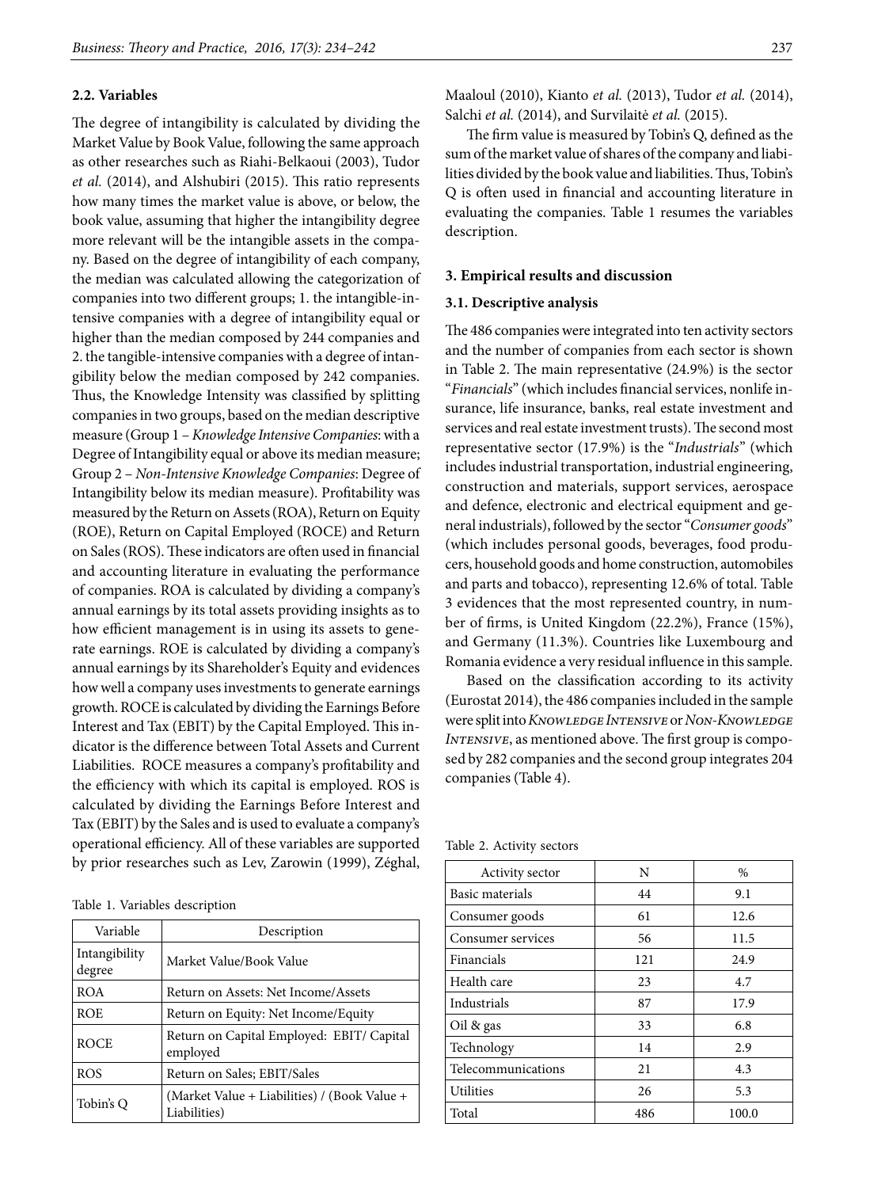### 2.2. Variables

The degree of intangibility is calculated by dividing the Market Value by Book Value, following the same approach as other researches such as Riahi-Belkaoui (2003), Tudor *et al.* (2014), and Alshubiri (2015). This ratio represents how many times the market value is above, or below, the book value, assuming that higher the intangibility degree more relevant will be the intangible assets in the company. Based on the degree of intangibility of each company, the median was calculated allowing the categorization of companies into two different groups; 1. the intangible-intensive companies with a degree of intangibility equal or higher than the median composed by 244 companies and 2. the tangible-intensive companies with a degree of intangibility below the median composed by 242 companies. Thus, the Knowledge Intensity was classified by splitting companies in two groups, based on the median descriptive measure (Group 1 – *Knowledge Intensive Companies*: with a Degree of Intangibility equal or above its median measure; Group 2 – *Non-Intensive Knowledge Companies*: Degree of Intangibility below its median measure). Profitability was measured by the Return on Assets (ROA), Return on Equity (ROE), Return on Capital Employed (ROCE) and Return on Sales (ROS). These indicators are often used in financial and accounting literature in evaluating the performance of companies. ROA is calculated by dividing a company's annual earnings by its total assets providing insights as to how efficient management is in using its assets to generate earnings. ROE is calculated by dividing a company's annual earnings by its Shareholder's Equity and evidences how well a company uses investments to generate earnings growth. ROCE is calculated by dividing the Earnings Before Interest and Tax (EBIT) by the Capital Employed. This indicator is the difference between Total Assets and Current Liabilities. ROCE measures a company's profitability and the efficiency with which its capital is employed. ROS is calculated by dividing the Earnings Before Interest and Tax (EBIT) by the Sales and is used to evaluate a company's operational efficiency. All of these variables are supported by prior researches such as Lev, Zarowin (1999), Zéghal, Maaloul (2010), Kianto *et al.* (2013), Tudor *et al.* (2014), Salchi *et al.* (2014), and Survilaitė *et al.* (2015).

The firm value is measured by Tobin's Q, defined as the sum of the market value of shares of the company and liabilities divided by the book value and liabilities. Thus, Tobin's Q is often used in financial and accounting literature in evaluating the companies. Table 1 resumes the variables description.

Table 1. Variables description

| Variable | Description |
|---|---|
| Intangibility degree | Market Value/Book Value |
| ROA | Return on Assets: Net Income/Assets |
| ROE | Return on Equity: Net Income/Equity |
| ROCE | Return on Capital Employed: EBIT/ Capital employed |
| ROS | Return on Sales; EBIT/Sales |
| Tobin's Q | (Market Value + Liabilities) / (Book Value + Liabilities) |

## 3. Empirical results and discussion

### 3.1. Descriptive analysis

The 486 companies were integrated into ten activity sectors and the number of companies from each sector is shown in Table 2. The main representative (24.9%) is the sector "*Financials*" (which includes financial services, nonlife insurance, life insurance, banks, real estate investment and services and real estate investment trusts). The second most representative sector (17.9%) is the "*Industrials*" (which includes industrial transportation, industrial engineering, construction and materials, support services, aerospace and defence, electronic and electrical equipment and general industrials), followed by the sector "*Consumer goods*" (which includes personal goods, beverages, food producers, household goods and home construction, automobiles and parts and tobacco), representing 12.6% of total. Table 3 evidences that the most represented country, in number of firms, is United Kingdom (22.2%), France (15%), and Germany (11.3%). Countries like Luxembourg and Romania evidence a very residual influence in this sample.

Based on the classification according to its activity (Eurostat 2014), the 486 companies included in the sample were split into *Knowledge Intensive* or *Non-Knowledge Intensive*, as mentioned above. The first group is composed by 282 companies and the second group integrates 204 companies (Table 4).

Table 2. Activity sectors

| Activity sector | N | % |
|---|---|---|
| Basic materials | 44 | 9.1 |
| Consumer goods | 61 | 12.6 |
| Consumer services | 56 | 11.5 |
| Financials | 121 | 24.9 |
| Health care | 23 | 4.7 |
| Industrials | 87 | 17.9 |
| Oil & gas | 33 | 6.8 |
| Technology | 14 | 2.9 |
| Telecommunications | 21 | 4.3 |
| Utilities | 26 | 5.3 |
| Total | 486 | 100.0 |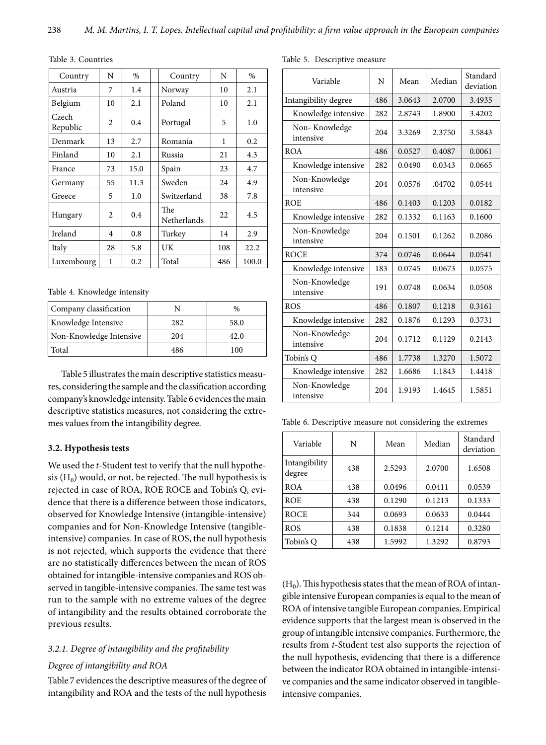Table 3. Countries

| Country | N | % | Country | N | % |
|---|---|---|---|---|---|
| Austria | 7 | 1.4 | Norway | 10 | 2.1 |
| Belgium | 10 | 2.1 | Poland | 10 | 2.1 |
| Czech Republic | 2 | 0.4 | Portugal | 5 | 1.0 |
| Denmark | 13 | 2.7 | Romania | 1 | 0.2 |
| Finland | 10 | 2.1 | Russia | 21 | 4.3 |
| France | 73 | 15.0 | Spain | 23 | 4.7 |
| Germany | 55 | 11.3 | Sweden | 24 | 4.9 |
| Greece | 5 | 1.0 | Switzerland | 38 | 7.8 |
| Hungary | 2 | 0.4 | The Netherlands | 22 | 4.5 |
| Ireland | 4 | 0.8 | Turkey | 14 | 2.9 |
| Italy | 28 | 5.8 | UK | 108 | 22.2 |
| Luxembourg | 1 | 0.2 | Total | 486 | 100.0 |

Table 4. Knowledge intensity

| Company classification | N | % |
|---|---|---|
| Knowledge Intensive | 282 | 58.0 |
| Non-Knowledge Intensive | 204 | 42.0 |
| Total | 486 | 100 |

Table 5 illustrates the main descriptive statistics measures, considering the sample and the classification according company's knowledge intensity. Table 6 evidences the main descriptive statistics measures, not considering the extremes values from the intangibility degree.

### 3.2. Hypothesis tests

We used the *t*-Student test to verify that the null hypothesis ($H_0$) would, or not, be rejected. The null hypothesis is rejected in case of ROA, ROE ROCE and Tobin's Q, evidence that there is a difference between those indicators, observed for Knowledge Intensive (intangible-intensive) companies and for Non-Knowledge Intensive (tangible-intensive) companies. In case of ROS, the null hypothesis is not rejected, which supports the evidence that there are no statistically differences between the mean of ROS obtained for intangible-intensive companies and ROS observed in tangible-intensive companies. The same test was run to the sample with no extreme values of the degree of intangibility and the results obtained corroborate the previous results.

#### *3.2.1. Degree of intangibility and the profitability*

*Degree of intangibility and ROA*

Table 7 evidences the descriptive measures of the degree of intangibility and ROA and the tests of the null hypothesis

Table 5. Descriptive measure

| Variable | N | Mean | Median | Standard deviation |
|---|---|---|---|---|
| Intangibility degree | 486 | 3.0643 | 2.0700 | 3.4935 |
| Knowledge intensive | 282 | 2.8743 | 1.8900 | 3.4202 |
| Non- Knowledge intensive | 204 | 3.3269 | 2.3750 | 3.5843 |
| ROA | 486 | 0.0527 | 0.4087 | 0.0061 |
| Knowledge intensive | 282 | 0.0490 | 0.0343 | 0.0665 |
| Non-Knowledge intensive | 204 | 0.0576 | .04702 | 0.0544 |
| ROE | 486 | 0.1403 | 0.1203 | 0.0182 |
| Knowledge intensive | 282 | 0.1332 | 0.1163 | 0.1600 |
| Non-Knowledge intensive | 204 | 0.1501 | 0.1262 | 0.2086 |
| ROCE | 374 | 0.0746 | 0.0644 | 0.0541 |
| Knowledge intensive | 183 | 0.0745 | 0.0673 | 0.0575 |
| Non-Knowledge intensive | 191 | 0.0748 | 0.0634 | 0.0508 |
| ROS | 486 | 0.1807 | 0.1218 | 0.3161 |
| Knowledge intensive | 282 | 0.1876 | 0.1293 | 0.3731 |
| Non-Knowledge intensive | 204 | 0.1712 | 0.1129 | 0.2143 |
| Tobin's Q | 486 | 1.7738 | 1.3270 | 1.5072 |
| Knowledge intensive | 282 | 1.6686 | 1.1843 | 1.4418 |
| Non-Knowledge intensive | 204 | 1.9193 | 1.4645 | 1.5851 |

Table 6. Descriptive measure not considering the extremes

| Variable | N | Mean | Median | Standard deviation |
|---|---|---|---|---|
| Intangibility degree | 438 | 2.5293 | 2.0700 | 1.6508 |
| ROA | 438 | 0.0496 | 0.0411 | 0.0539 |
| ROE | 438 | 0.1290 | 0.1213 | 0.1333 |
| ROCE | 344 | 0.0693 | 0.0633 | 0.0444 |
| ROS | 438 | 0.1838 | 0.1214 | 0.3280 |
| Tobin's Q | 438 | 1.5992 | 1.3292 | 0.8793 |

($H_0$). This hypothesis states that the mean of ROA of intangible intensive European companies is equal to the mean of ROA of intensive tangible European companies. Empirical evidence supports that the largest mean is observed in the group of intangible intensive companies. Furthermore, the results from *t*-Student test also supports the rejection of the null hypothesis, evidencing that there is a difference between the indicator ROA obtained in intangible-intensive companies and the same indicator observed in tangible-intensive companies.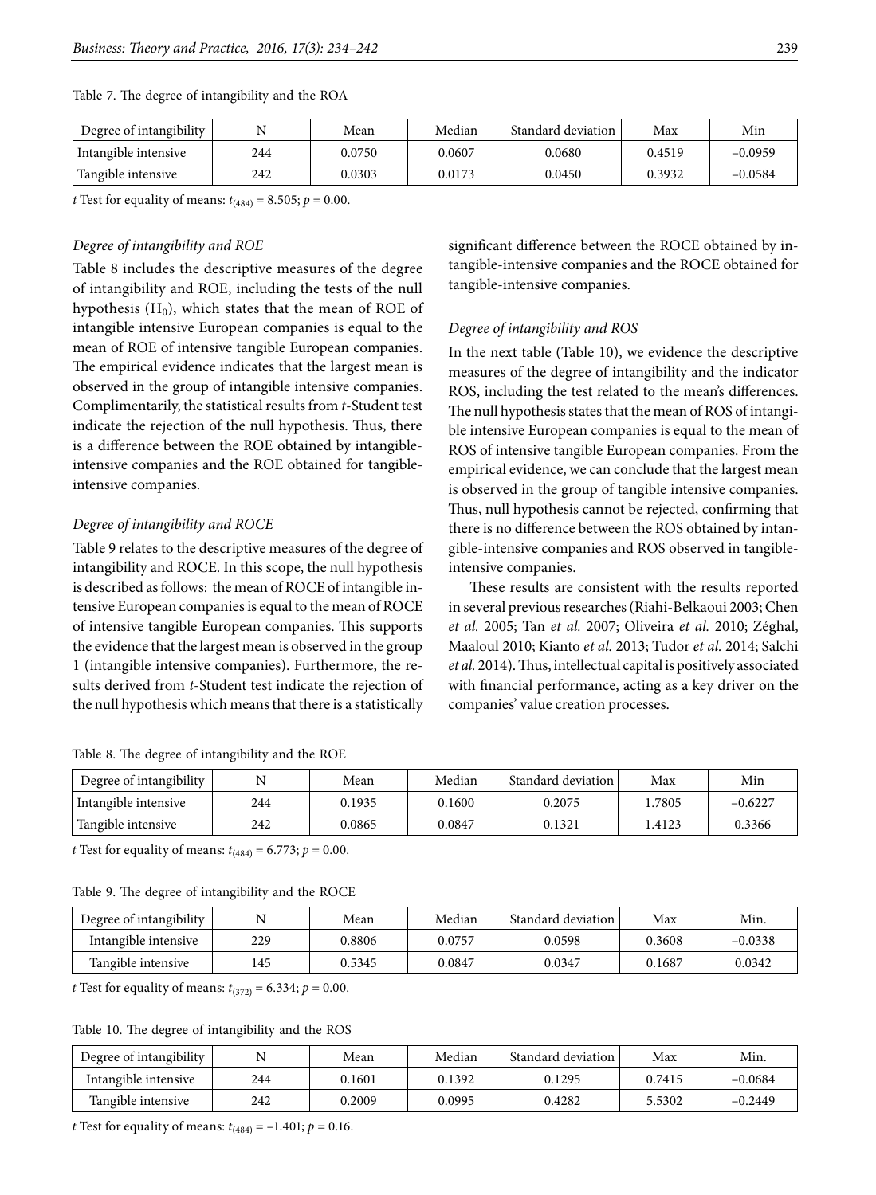Table 7. The degree of intangibility and the ROA

| Degree of intangibility | N | Mean | Median | Standard deviation | Max | Min |
|---|---|---|---|---|---|---|
| Intangible intensive | 244 | 0.0750 | 0.0607 | 0.0680 | 0.4519 | –0.0959 |
| Tangible intensive | 242 | 0.0303 | 0.0173 | 0.0450 | 0.3932 | –0.0584 |

*t* Test for equality of means: $t_{(484)} = 8.505$; $p = 0.00$.

*Degree of intangibility and ROE*

Table 8 includes the descriptive measures of the degree of intangibility and ROE, including the tests of the null hypothesis ($H_0$), which states that the mean of ROE of intangible intensive European companies is equal to the mean of ROE of intensive tangible European companies. The empirical evidence indicates that the largest mean is observed in the group of intangible intensive companies. Complimentarily, the statistical results from *t*-Student test indicate the rejection of the null hypothesis. Thus, there is a difference between the ROE obtained by intangible-intensive companies and the ROE obtained for tangible-intensive companies.

*Degree of intangibility and ROCE*

Table 9 relates to the descriptive measures of the degree of intangibility and ROCE. In this scope, the null hypothesis is described as follows: the mean of ROCE of intangible intensive European companies is equal to the mean of ROCE of intensive tangible European companies. This supports the evidence that the largest mean is observed in the group 1 (intangible intensive companies). Furthermore, the results derived from *t*-Student test indicate the rejection of the null hypothesis which means that there is a statistically significant difference between the ROCE obtained by intangible-intensive companies and the ROCE obtained for tangible-intensive companies.

*Degree of intangibility and ROS*

In the next table (Table 10), we evidence the descriptive measures of the degree of intangibility and the indicator ROS, including the test related to the mean's differences. The null hypothesis states that the mean of ROS of intangible intensive European companies is equal to the mean of ROS of intensive tangible European companies. From the empirical evidence, we can conclude that the largest mean is observed in the group of tangible intensive companies. Thus, null hypothesis cannot be rejected, confirming that there is no difference between the ROS obtained by intangible-intensive companies and ROS observed in tangible-intensive companies.

These results are consistent with the results reported in several previous researches (Riahi-Belkaoui 2003; Chen *et al.* 2005; Tan *et al.* 2007; Oliveira *et al.* 2010; Zéghal, Maaloul 2010; Kianto *et al.* 2013; Tudor *et al.* 2014; Salchi *et al.* 2014). Thus, intellectual capital is positively associated with financial performance, acting as a key driver on the companies' value creation processes.

Table 8. The degree of intangibility and the ROE

| Degree of intangibility | N | Mean | Median | Standard deviation | Max | Min |
|---|---|---|---|---|---|---|
| Intangible intensive | 244 | 0.1935 | 0.1600 | 0.2075 | 1.7805 | –0.6227 |
| Tangible intensive | 242 | 0.0865 | 0.0847 | 0.1321 | 1.4123 | 0.3366 |

*t* Test for equality of means: $t_{(484)} = 6.773$; $p = 0.00$.

Table 9. The degree of intangibility and the ROCE

| Degree of intangibility | N | Mean | Median | Standard deviation | Max | Min. |
|---|---|---|---|---|---|---|
| Intangible intensive | 229 | 0.8806 | 0.0757 | 0.0598 | 0.3608 | –0.0338 |
| Tangible intensive | 145 | 0.5345 | 0.0847 | 0.0347 | 0.1687 | 0.0342 |

*t* Test for equality of means: $t_{(372)} = 6.334$; $p = 0.00$.

Table 10. The degree of intangibility and the ROS

| Degree of intangibility | N | Mean | Median | Standard deviation | Max | Min. |
|---|---|---|---|---|---|---|
| Intangible intensive | 244 | 0.1601 | 0.1392 | 0.1295 | 0.7415 | –0.0684 |
| Tangible intensive | 242 | 0.2009 | 0.0995 | 0.4282 | 5.5302 | –0.2449 |

*t* Test for equality of means: $t_{(484)} = -1.401$; $p = 0.16$.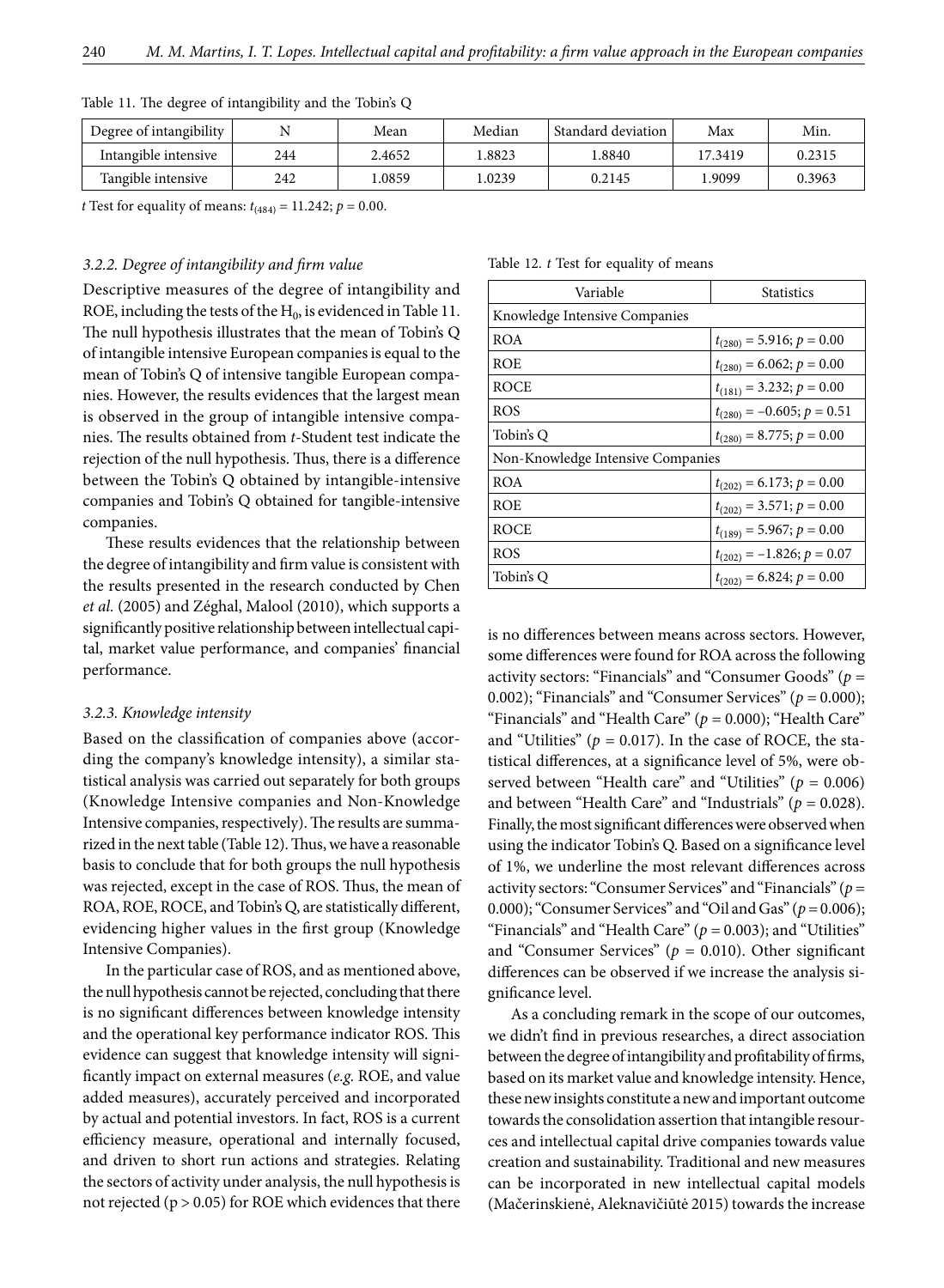Table 11. The degree of intangibility and the Tobin's Q

| Degree of intangibility | N | Mean | Median | Standard deviation | Max | Min. |
|---|---|---|---|---|---|---|
| Intangible intensive | 244 | 2.4652 | 1.8823 | 1.8840 | 17.3419 | 0.2315 |
| Tangible intensive | 242 | 1.0859 | 1.0239 | 0.2145 | 1.9099 | 0.3963 |

*t* Test for equality of means: $t_{(484)} = 11.242$; $p = 0.00$.

### 3.2.2. Degree of intangibility and firm value

Descriptive measures of the degree of intangibility and ROE, including the tests of the $H_0$, is evidenced in Table 11. The null hypothesis illustrates that the mean of Tobin's Q of intangible intensive European companies is equal to the mean of Tobin's Q of intensive tangible European companies. However, the results evidences that the largest mean is observed in the group of intangible intensive companies. The results obtained from *t*-Student test indicate the rejection of the null hypothesis. Thus, there is a difference between the Tobin's Q obtained by intangible-intensive companies and Tobin's Q obtained for tangible-intensive companies.

These results evidences that the relationship between the degree of intangibility and firm value is consistent with the results presented in the research conducted by Chen *et al.* (2005) and Zéghal, Malool (2010), which supports a significantly positive relationship between intellectual capital, market value performance, and companies' financial performance.

### 3.2.3. Knowledge intensity

Based on the classification of companies above (according the company's knowledge intensity), a similar statistical analysis was carried out separately for both groups (Knowledge Intensive companies and Non-Knowledge Intensive companies, respectively). The results are summarized in the next table (Table 12). Thus, we have a reasonable basis to conclude that for both groups the null hypothesis was rejected, except in the case of ROS. Thus, the mean of ROA, ROE, ROCE, and Tobin's Q, are statistically different, evidencing higher values in the first group (Knowledge Intensive Companies).

In the particular case of ROS, and as mentioned above, the null hypothesis cannot be rejected, concluding that there is no significant differences between knowledge intensity and the operational key performance indicator ROS. This evidence can suggest that knowledge intensity will significantly impact on external measures (*e.g.* ROE, and value added measures), accurately perceived and incorporated by actual and potential investors. In fact, ROS is a current efficiency measure, operational and internally focused, and driven to short run actions and strategies. Relating the sectors of activity under analysis, the null hypothesis is not rejected ($p > 0.05$) for ROE which evidences that there is no differences between means across sectors. However, some differences were found for ROA across the following activity sectors: "Financials" and "Consumer Goods" ($p = 0.002$); "Financials" and "Consumer Services" ($p = 0.000$); "Financials" and "Health Care" ($p = 0.000$); "Health Care" and "Utilities" ($p = 0.017$). In the case of ROCE, the statistical differences, at a significance level of 5%, were observed between "Health care" and "Utilities" ($p = 0.006$) and between "Health Care" and "Industrials" ($p = 0.028$). Finally, the most significant differences were observed when using the indicator Tobin's Q. Based on a significance level of 1%, we underline the most relevant differences across activity sectors: "Consumer Services" and "Financials" ($p = 0.000$); "Consumer Services" and "Oil and Gas" ($p = 0.006$); "Financials" and "Health Care" ($p = 0.003$); and "Utilities" and "Consumer Services" ($p = 0.010$). Other significant differences can be observed if we increase the analysis significance level.

Table 12. *t* Test for equality of means

| Variable | Statistics |
|---|---|
| Knowledge Intensive Companies | |
| ROA | $t_{(280)} = 5.916$; $p = 0.00$ |
| ROE | $t_{(280)} = 6.062$; $p = 0.00$ |
| ROCE | $t_{(181)} = 3.232$; $p = 0.00$ |
| ROS | $t_{(280)} = -0.605$; $p = 0.51$ |
| Tobin's Q | $t_{(280)} = 8.775$; $p = 0.00$ |
| Non-Knowledge Intensive Companies | |
| ROA | $t_{(202)} = 6.173$; $p = 0.00$ |
| ROE | $t_{(202)} = 3.571$; $p = 0.00$ |
| ROCE | $t_{(189)} = 5.967$; $p = 0.00$ |
| ROS | $t_{(202)} = -1.826$; $p = 0.07$ |
| Tobin's Q | $t_{(202)} = 6.824$; $p = 0.00$ |

As a concluding remark in the scope of our outcomes, we didn't find in previous researches, a direct association between the degree of intangibility and profitability of firms, based on its market value and knowledge intensity. Hence, these new insights constitute a new and important outcome towards the consolidation assertion that intangible resources and intellectual capital drive companies towards value creation and sustainability. Traditional and new measures can be incorporated in new intellectual capital models (Mačerinskienė, Aleknavičiūtė 2015) towards the increase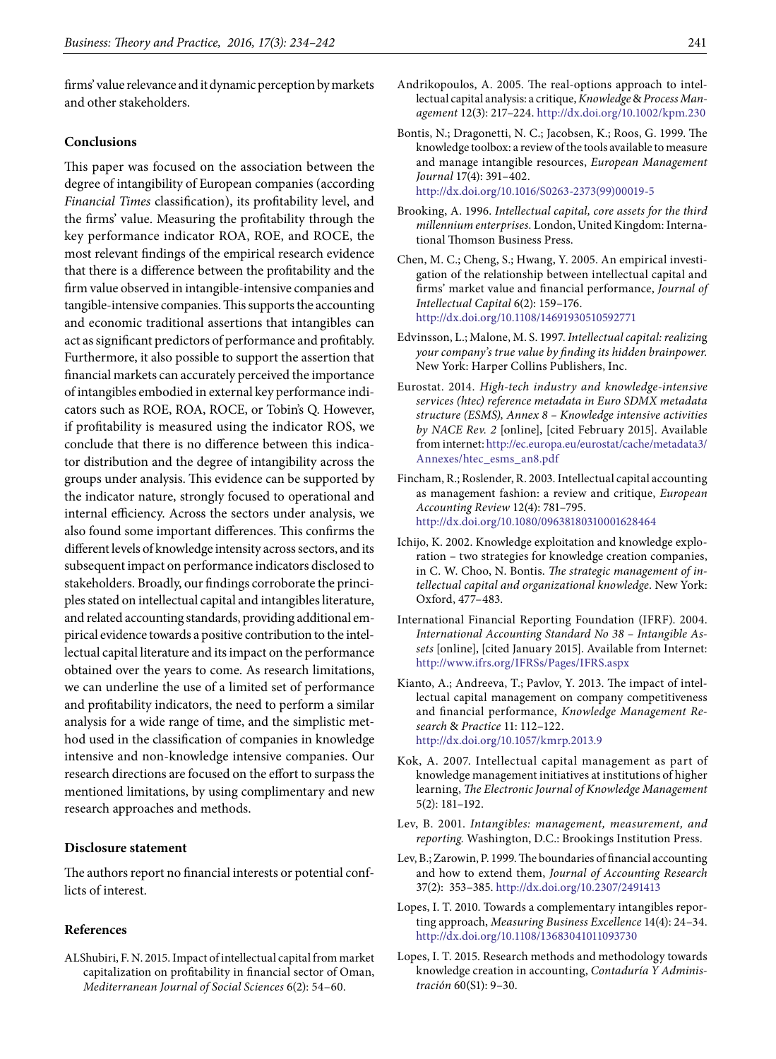firms' value relevance and it dynamic perception by markets and other stakeholders.

## Conclusions

This paper was focused on the association between the degree of intangibility of European companies (according *Financial Times* classification), its profitability level, and the firms' value. Measuring the profitability through the key performance indicator ROA, ROE, and ROCE, the most relevant findings of the empirical research evidence that there is a difference between the profitability and the firm value observed in intangible-intensive companies and tangible-intensive companies. This supports the accounting and economic traditional assertions that intangibles can act as significant predictors of performance and profitably. Furthermore, it also possible to support the assertion that financial markets can accurately perceived the importance of intangibles embodied in external key performance indicators such as ROE, ROA, ROCE, or Tobin's Q. However, if profitability is measured using the indicator ROS, we conclude that there is no difference between this indicator distribution and the degree of intangibility across the groups under analysis. This evidence can be supported by the indicator nature, strongly focused to operational and internal efficiency. Across the sectors under analysis, we also found some important differences. This confirms the different levels of knowledge intensity across sectors, and its subsequent impact on performance indicators disclosed to stakeholders. Broadly, our findings corroborate the principles stated on intellectual capital and intangibles literature, and related accounting standards, providing additional empirical evidence towards a positive contribution to the intellectual capital literature and its impact on the performance obtained over the years to come. As research limitations, we can underline the use of a limited set of performance and profitability indicators, the need to perform a similar analysis for a wide range of time, and the simplistic method used in the classification of companies in knowledge intensive and non-knowledge intensive companies. Our research directions are focused on the effort to surpass the mentioned limitations, by using complimentary and new research approaches and methods.

## Disclosure statement

The authors report no financial interests or potential conflicts of interest.

## References

ALShubiri, F. N. 2015. Impact of intellectual capital from market capitalization on profitability in financial sector of Oman, *Mediterranean Journal of Social Sciences* 6(2): 54–60.

Andrikopoulos, A. 2005. The real-options approach to intellectual capital analysis: a critique, *Knowledge & Process Management* 12(3): 217–224. http://dx.doi.org/10.1002/kpm.230

Bontis, N.; Dragonetti, N. C.; Jacobsen, K.; Roos, G. 1999. The knowledge toolbox: a review of the tools available to measure and manage intangible resources, *European Management Journal* 17(4): 391–402. http://dx.doi.org/10.1016/S0263-2373(99)00019-5

Brooking, A. 1996. *Intellectual capital, core assets for the third millennium enterprises*. London, United Kingdom: International Thomson Business Press.

Chen, M. C.; Cheng, S.; Hwang, Y. 2005. An empirical investigation of the relationship between intellectual capital and firms' market value and financial performance, *Journal of Intellectual Capital* 6(2): 159–176. http://dx.doi.org/10.1108/14691930510592771

Edvinsson, L.; Malone, M. S. 1997. *Intellectual capital: realizing your company's true value by finding its hidden brainpower*. New York: Harper Collins Publishers, Inc.

Eurostat. 2014. *High-tech industry and knowledge-intensive services (htec) reference metadata in Euro SDMX metadata structure (ESMS), Annex 8 – Knowledge intensive activities by NACE Rev. 2* [online], [cited February 2015]. Available from internet: http://ec.europa.eu/eurostat/cache/metadata3/Annexes/htec_esms_an8.pdf

Fincham, R.; Roslender, R. 2003. Intellectual capital accounting as management fashion: a review and critique, *European Accounting Review* 12(4): 781–795. http://dx.doi.org/10.1080/09638180310001628464

Ichijo, K. 2002. Knowledge exploitation and knowledge exploration – two strategies for knowledge creation companies, in C. W. Choo, N. Bontis. *The strategic management of intellectual capital and organizational knowledge*. New York: Oxford, 477–483.

International Financial Reporting Foundation (IFRF). 2004. *International Accounting Standard No 38 – Intangible Assets* [online], [cited January 2015]. Available from Internet: http://www.ifrs.org/IFRSs/Pages/IFRS.aspx

Kianto, A.; Andreeva, T.; Pavlov, Y. 2013. The impact of intellectual capital management on company competitiveness and financial performance, *Knowledge Management Research & Practice* 11: 112–122. http://dx.doi.org/10.1057/kmrp.2013.9

Kok, A. 2007. Intellectual capital management as part of knowledge management initiatives at institutions of higher learning, *The Electronic Journal of Knowledge Management* 5(2): 181–192.

Lev, B. 2001. *Intangibles: management, measurement, and reporting*. Washington, D.C.: Brookings Institution Press.

Lev, B.; Zarowin, P. 1999. The boundaries of financial accounting and how to extend them, *Journal of Accounting Research* 37(2): 353–385. http://dx.doi.org/10.2307/2491413

Lopes, I. T. 2010. Towards a complementary intangibles reporting approach, *Measuring Business Excellence* 14(4): 24–34. http://dx.doi.org/10.1108/13683041011093730

Lopes, I. T. 2015. Research methods and methodology towards knowledge creation in accounting, *Contaduría Y Administración* 60(S1): 9–30.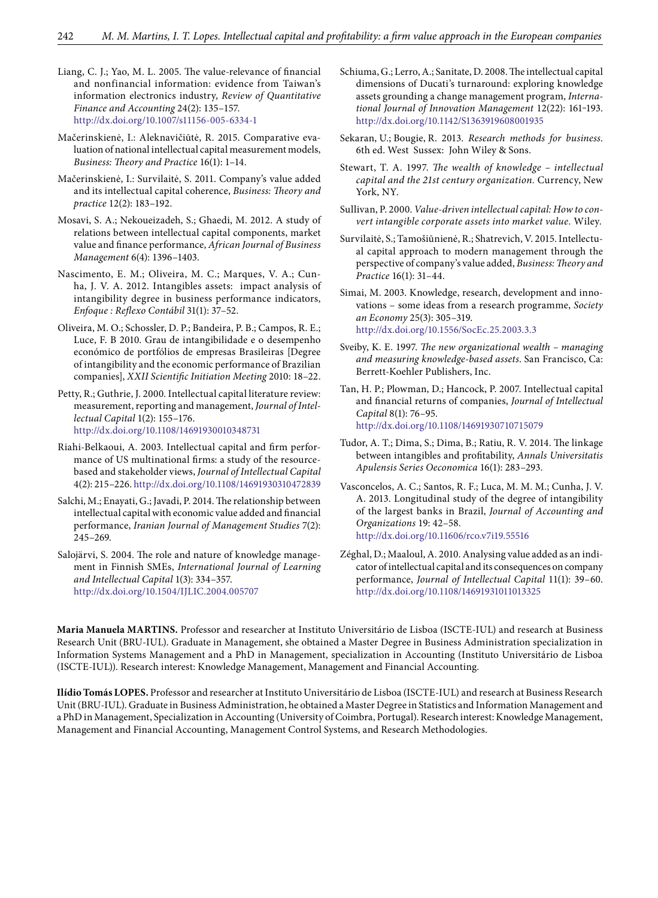Liang, C. J.; Yao, M. L. 2005. The value-relevance of financial and nonfinancial information: evidence from Taiwan's information electronics industry, *Review of Quantitative Finance and Accounting* 24(2): 135–157. http://dx.doi.org/10.1007/s11156-005-6334-1

Mačerinskienė, I.: Aleknavičiūtė, R. 2015. Comparative evaluation of national intellectual capital measurement models, *Business: Theory and Practice* 16(1): 1–14.

Mačerinskienė, I.: Survilaitė, S. 2011. Company's value added and its intellectual capital coherence, *Business: Theory and practice* 12(2): 183–192.

Mosavi, S. A.; Nekoueizadeh, S.; Ghaedi, M. 2012. A study of relations between intellectual capital components, market value and finance performance, *African Journal of Business Management* 6(4): 1396–1403.

Nascimento, E. M.; Oliveira, M. C.; Marques, V. A.; Cunha, J. V. A. 2012. Intangibles assets: impact analysis of intangibility degree in business performance indicators, *Enfoque : Reflexo Contábil* 31(1): 37–52.

Oliveira, M. O.; Schossler, D. P.; Bandeira, P. B.; Campos, R. E.; Luce, F. B 2010. Grau de intangibilidade e o desempenho económico de portfólios de empresas Brasileiras [Degree of intangibility and the economic performance of Brazilian companies], *XXII Scientific Initiation Meeting* 2010: 18–22.

Petty, R.; Guthrie, J. 2000. Intellectual capital literature review: measurement, reporting and management, *Journal of Intellectual Capital* 1(2): 155–176. http://dx.doi.org/10.1108/14691930010348731

Riahi-Belkaoui, A. 2003. Intellectual capital and firm performance of US multinational firms: a study of the resource-based and stakeholder views, *Journal of Intellectual Capital* 4(2): 215–226. http://dx.doi.org/10.1108/14691930310472839

Salchi, M.; Enayati, G.; Javadi, P. 2014. The relationship between intellectual capital with economic value added and financial performance, *Iranian Journal of Management Studies* 7(2): 245–269.

Salojärvi, S. 2004. The role and nature of knowledge management in Finnish SMEs, *International Journal of Learning and Intellectual Capital* 1(3): 334–357. http://dx.doi.org/10.1504/IJLIC.2004.005707

Schiuma, G.; Lerro, A.; Sanitate, D. 2008. The intellectual capital dimensions of Ducati's turnaround: exploring knowledge assets grounding a change management program, *International Journal of Innovation Management* 12(22): 161‑193. http://dx.doi.org/10.1142/S1363919608001935

Sekaran, U.; Bougie, R. 2013. *Research methods for business*. 6th ed. West Sussex: John Wiley & Sons.

Stewart, T. A. 1997. *The wealth of knowledge – intellectual capital and the 21st century organization.* Currency, New York, NY.

Sullivan, P. 2000. *Value-driven intellectual capital: How to convert intangible corporate assets into market value.* Wiley.

Survilaitė, S.; Tamošiūnienė, R.; Shatrevich, V. 2015. Intellectual capital approach to modern management through the perspective of company's value added, *Business: Theory and Practice* 16(1): 31–44.

Simai, M. 2003. Knowledge, research, development and innovations – some ideas from a research programme, *Society an Economy* 25(3): 305–319. http://dx.doi.org/10.1556/SocEc.25.2003.3.3

Sveiby, K. E. 1997. *The new organizational wealth – managing and measuring knowledge-based assets*. San Francisco, Ca: Berrett-Koehler Publishers, Inc.

Tan, H. P.; Plowman, D.; Hancock, P. 2007. Intellectual capital and financial returns of companies, *Journal of Intellectual Capital* 8(1): 76–95. http://dx.doi.org/10.1108/14691930710715079

Tudor, A. T.; Dima, S.; Dima, B.; Ratiu, R. V. 2014. The linkage between intangibles and profitability, *Annals Universitatis Apulensis Series Oeconomica* 16(1): 283–293.

Vasconcelos, A. C.; Santos, R. F.; Luca, M. M. M.; Cunha, J. V. A. 2013. Longitudinal study of the degree of intangibility of the largest banks in Brazil, *Journal of Accounting and Organizations* 19: 42–58. http://dx.doi.org/10.11606/rco.v7i19.55516

Zéghal, D.; Maaloul, A. 2010. Analysing value added as an indicator of intellectual capital and its consequences on company performance, *Journal of Intellectual Capital* 11(1): 39–60. http://dx.doi.org/10.1108/14691931011013325

**Maria Manuela MARTINS.** Professor and researcher at Instituto Universitário de Lisboa (ISCTE-IUL) and research at Business Research Unit (BRU-IUL). Graduate in Management, she obtained a Master Degree in Business Administration specialization in Information Systems Management and a PhD in Management, specialization in Accounting (Instituto Universitário de Lisboa (ISCTE-IUL)). Research interest: Knowledge Management, Management and Financial Accounting.

**Ilídio Tomás LOPES.** Professor and researcher at Instituto Universitário de Lisboa (ISCTE-IUL) and research at Business Research Unit (BRU-IUL). Graduate in Business Administration, he obtained a Master Degree in Statistics and Information Management and a PhD in Management, Specialization in Accounting (University of Coimbra, Portugal). Research interest: Knowledge Management, Management and Financial Accounting, Management Control Systems, and Research Methodologies.